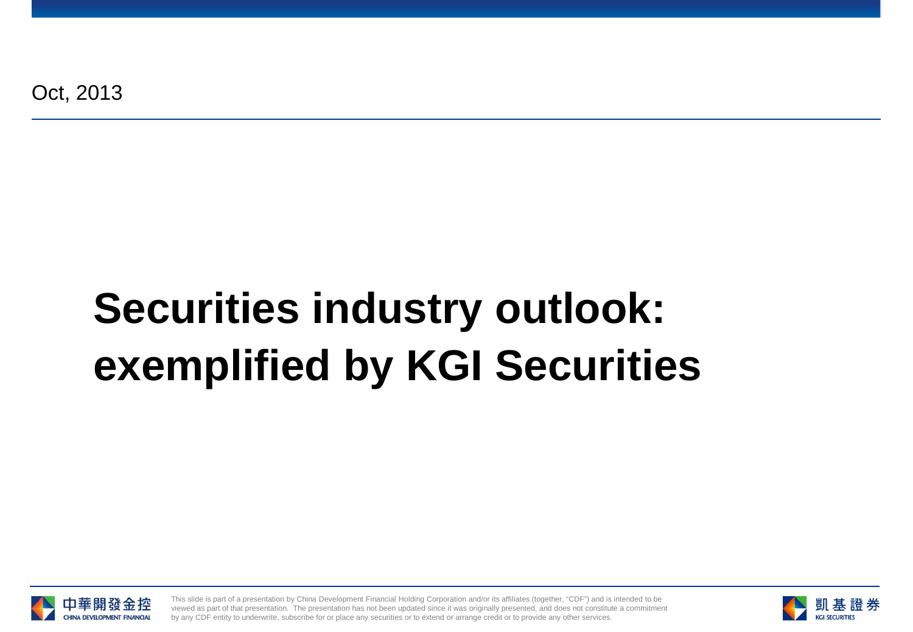Oct, 2013

# Securities industry outlook: exemplified by KGI Securities

中華開發金控
CHINA DEVELOPMENT FINANCIAL

This slide is part of a presentation by China Development Financial Holding Corporation and/or its affiliates (together, "CDF") and is intended to be viewed as part of that presentation. The presentation has not been updated since it was originally presented, and does not constitute a commitment by any CDF entity to underwrite, subscribe for or place any securities or to extend or arrange credit or to provide any other services.

凱基證券
KGI SECURITIES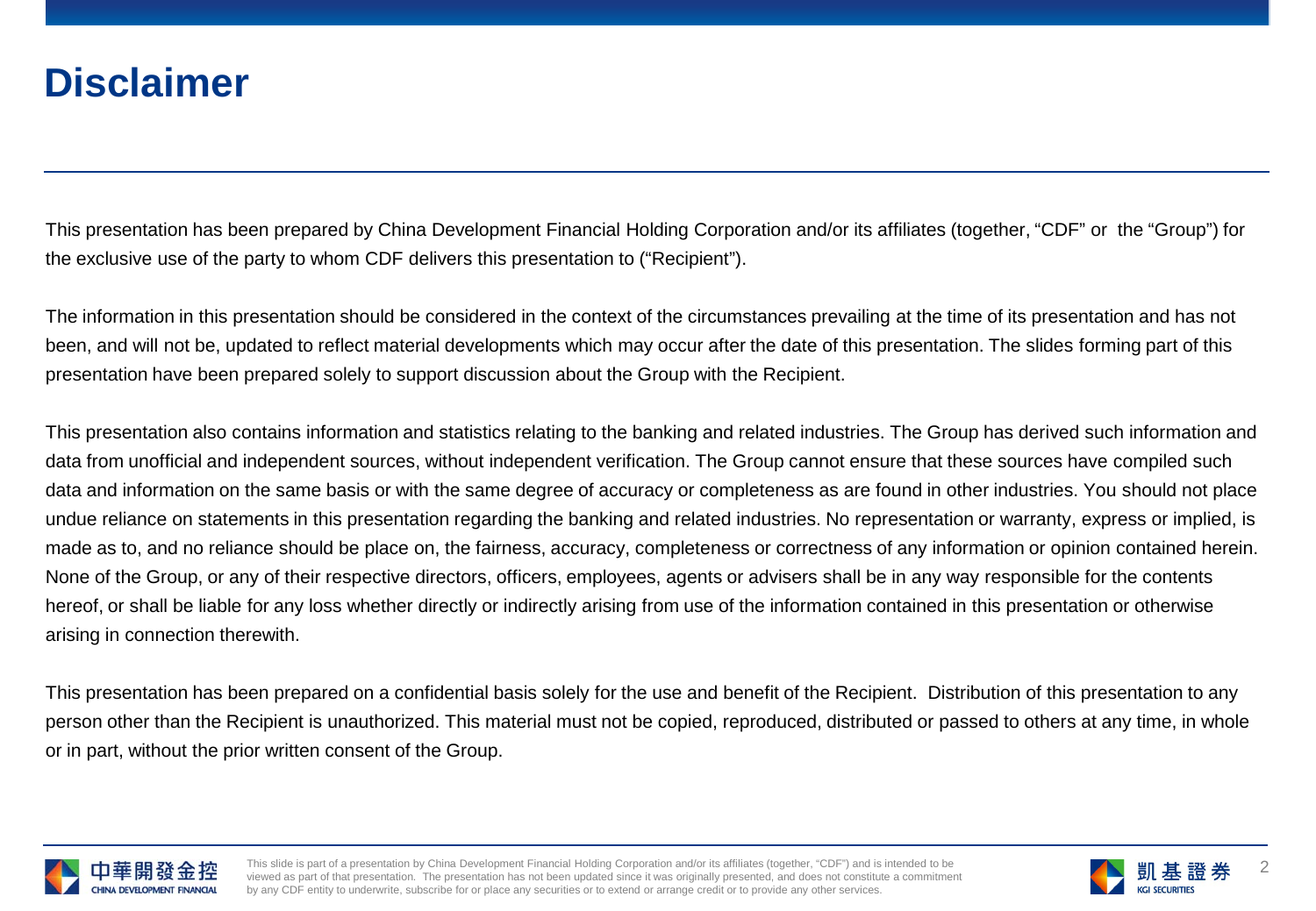# Disclaimer

This presentation has been prepared by China Development Financial Holding Corporation and/or its affiliates (together, "CDF" or the "Group") for the exclusive use of the party to whom CDF delivers this presentation to ("Recipient").

The information in this presentation should be considered in the context of the circumstances prevailing at the time of its presentation and has not been, and will not be, updated to reflect material developments which may occur after the date of this presentation. The slides forming part of this presentation have been prepared solely to support discussion about the Group with the Recipient.

This presentation also contains information and statistics relating to the banking and related industries. The Group has derived such information and data from unofficial and independent sources, without independent verification. The Group cannot ensure that these sources have compiled such data and information on the same basis or with the same degree of accuracy or completeness as are found in other industries. You should not place undue reliance on statements in this presentation regarding the banking and related industries. No representation or warranty, express or implied, is made as to, and no reliance should be place on, the fairness, accuracy, completeness or correctness of any information or opinion contained herein. None of the Group, or any of their respective directors, officers, employees, agents or advisers shall be in any way responsible for the contents hereof, or shall be liable for any loss whether directly or indirectly arising from use of the information contained in this presentation or otherwise arising in connection therewith.

This presentation has been prepared on a confidential basis solely for the use and benefit of the Recipient. Distribution of this presentation to any person other than the Recipient is unauthorized. This material must not be copied, reproduced, distributed or passed to others at any time, in whole or in part, without the prior written consent of the Group.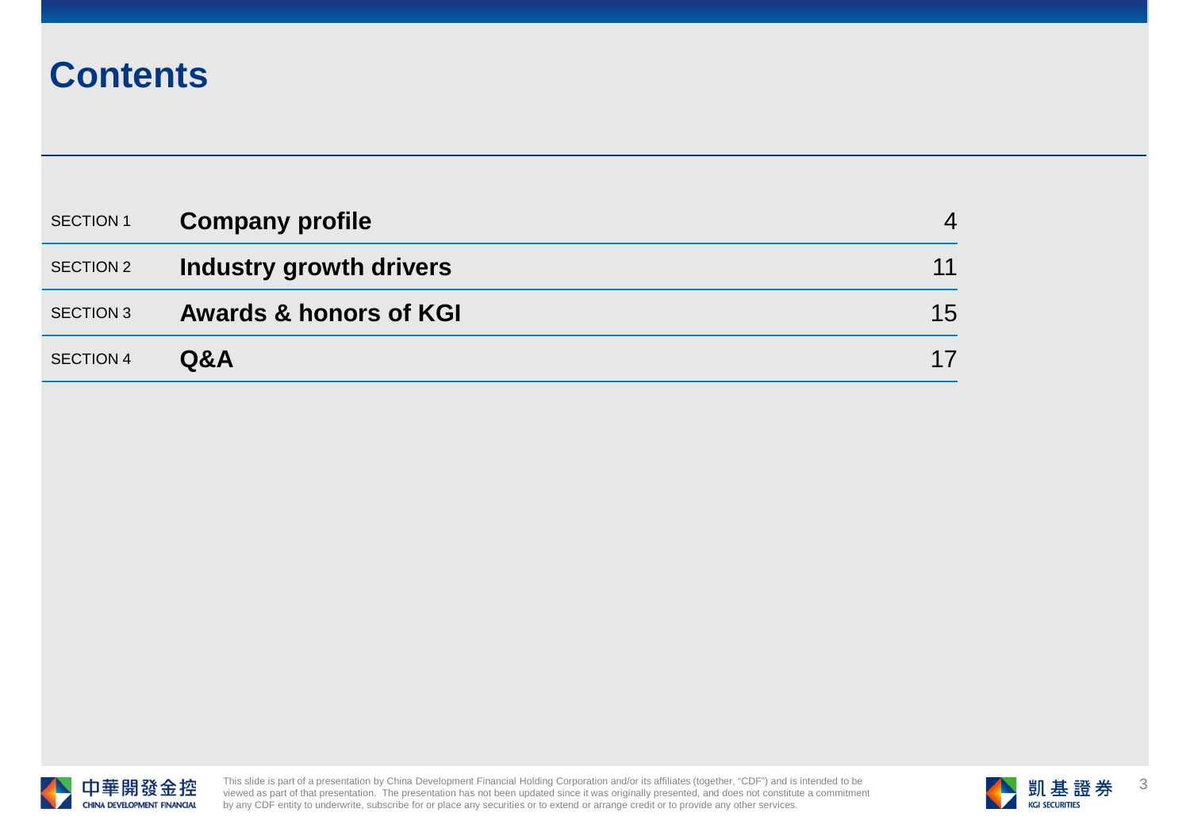# Contents

| | | |
|---|---|---|
| SECTION 1 | **Company profile** | 4 |
| SECTION 2 | **Industry growth drivers** | 11 |
| SECTION 3 | **Awards & honors of KGI** | 15 |
| SECTION 4 | **Q&A** | 17 |

This slide is part of a presentation by China Development Financial Holding Corporation and/or its affiliates (together, "CDF") and is intended to be viewed as part of that presentation. The presentation has not been updated since it was originally presented, and does not constitute a commitment by any CDF entity to underwrite, subscribe for or place any securities or to extend or arrange credit or to provide any other services.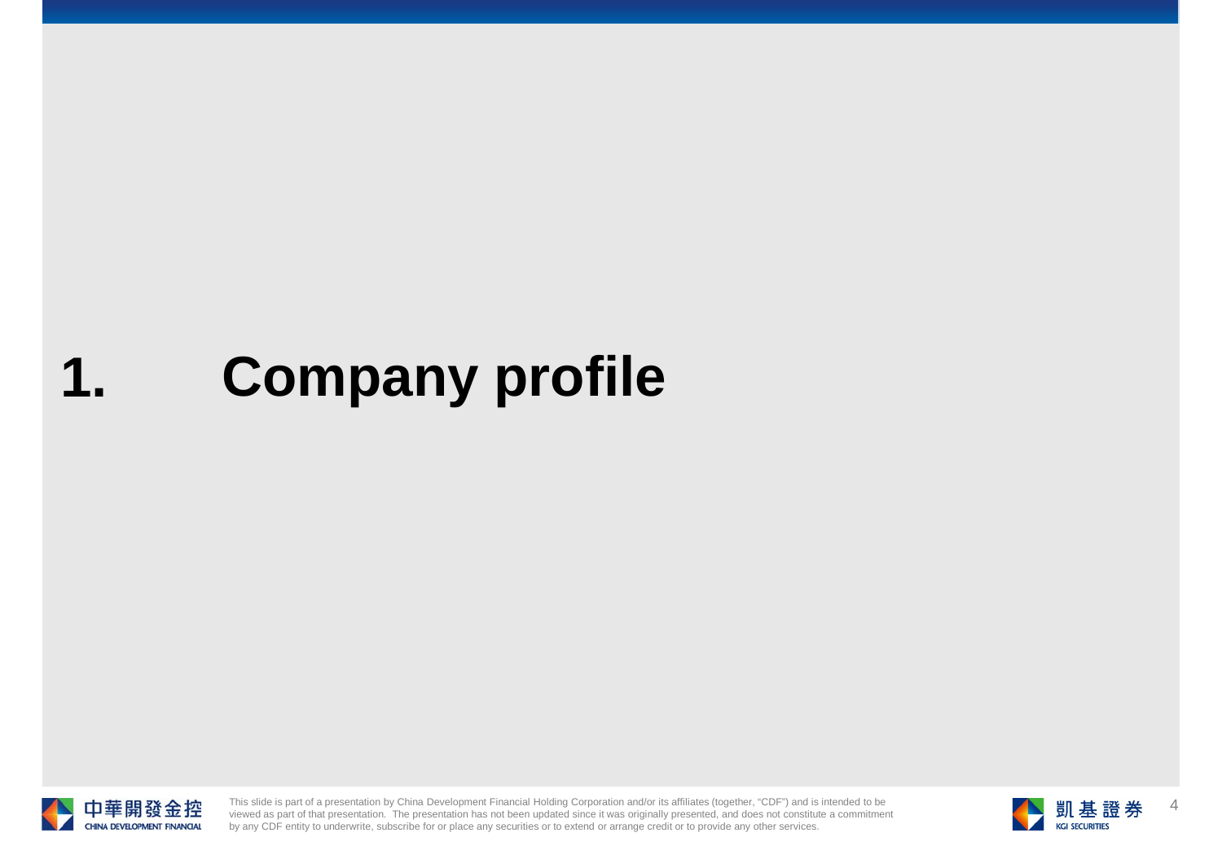# 1. Company profile

This slide is part of a presentation by China Development Financial Holding Corporation and/or its affiliates (together, "CDF") and is intended to be viewed as part of that presentation. The presentation has not been updated since it was originally presented, and does not constitute a commitment by any CDF entity to underwrite, subscribe for or place any securities or to extend or arrange credit or to provide any other services.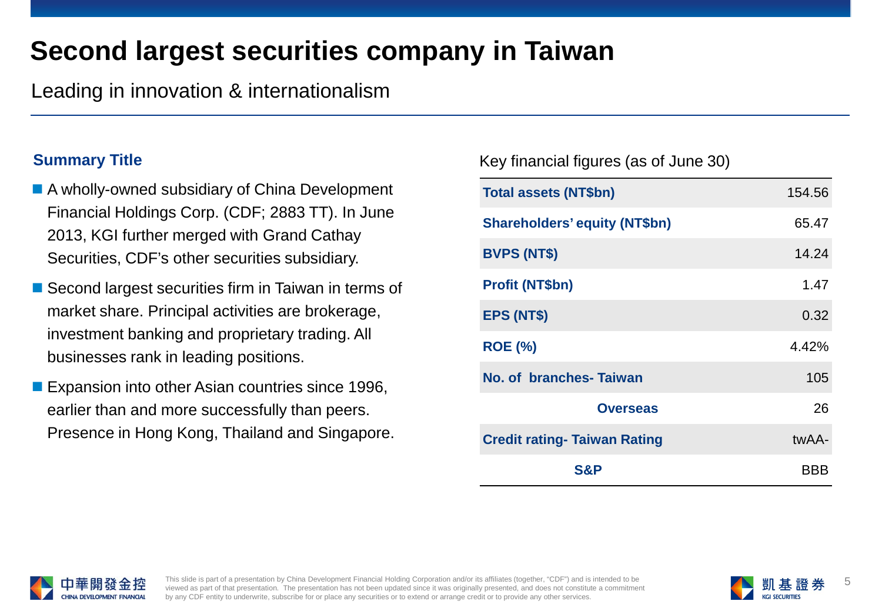# Second largest securities company in Taiwan

Leading in innovation & internationalism

## Summary Title

- A wholly-owned subsidiary of China Development Financial Holdings Corp. (CDF; 2883 TT). In June 2013, KGI further merged with Grand Cathay Securities, CDF's other securities subsidiary.
- Second largest securities firm in Taiwan in terms of market share. Principal activities are brokerage, investment banking and proprietary trading. All businesses rank in leading positions.
- Expansion into other Asian countries since 1996, earlier than and more successfully than peers. Presence in Hong Kong, Thailand and Singapore.

Key financial figures (as of June 30)

| | |
|---|---|
| **Total assets (NT$bn)** | 154.56 |
| **Shareholders' equity (NT$bn)** | 65.47 |
| **BVPS (NT$)** | 14.24 |
| **Profit (NT$bn)** | 1.47 |
| **EPS (NT$)** | 0.32 |
| **ROE (%)** | 4.42% |
| **No. of branches- Taiwan** | 105 |
| **Overseas** | 26 |
| **Credit rating- Taiwan Rating** | twAA- |
| **S&P** | BBB |

This slide is part of a presentation by China Development Financial Holding Corporation and/or its affiliates (together, "CDF") and is intended to be viewed as part of that presentation. The presentation has not been updated since it was originally presented, and does not constitute a commitment by any CDF entity to underwrite, subscribe for or place any securities or to extend or arrange credit or to provide any other services.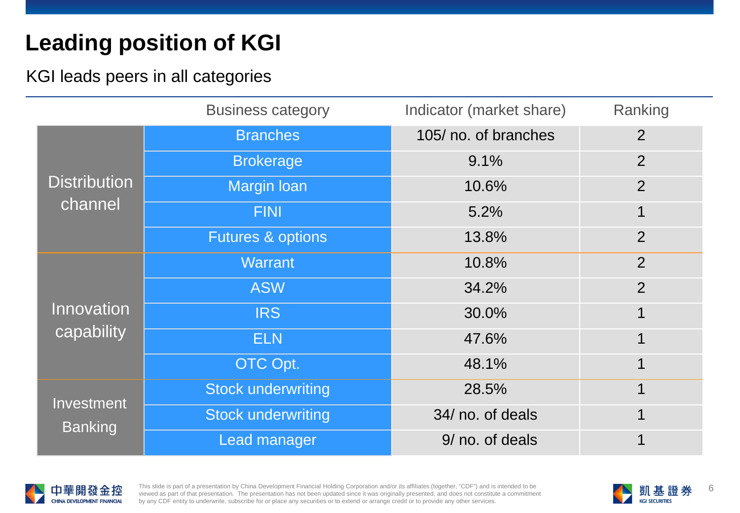# Leading position of KGI

KGI leads peers in all categories

| | Business category | Indicator (market share) | Ranking |
|---|---|---|---|
| Distribution channel | Branches | 105/ no. of branches | 2 |
| | Brokerage | 9.1% | 2 |
| | Margin loan | 10.6% | 2 |
| | FINI | 5.2% | 1 |
| | Futures & options | 13.8% | 2 |
| Innovation capability | Warrant | 10.8% | 2 |
| | ASW | 34.2% | 2 |
| | IRS | 30.0% | 1 |
| | ELN | 47.6% | 1 |
| | OTC Opt. | 48.1% | 1 |
| Investment Banking | Stock underwriting | 28.5% | 1 |
| | Stock underwriting | 34/ no. of deals | 1 |
| | Lead manager | 9/ no. of deals | 1 |

This slide is part of a presentation by China Development Financial Holding Corporation and/or its affiliates (together, "CDF") and is intended to be viewed as part of that presentation. The presentation has not been updated since it was originally presented, and does not constitute a commitment by any CDF entity to underwrite, subscribe for or place any securities or to extend or arrange credit or to provide any other services.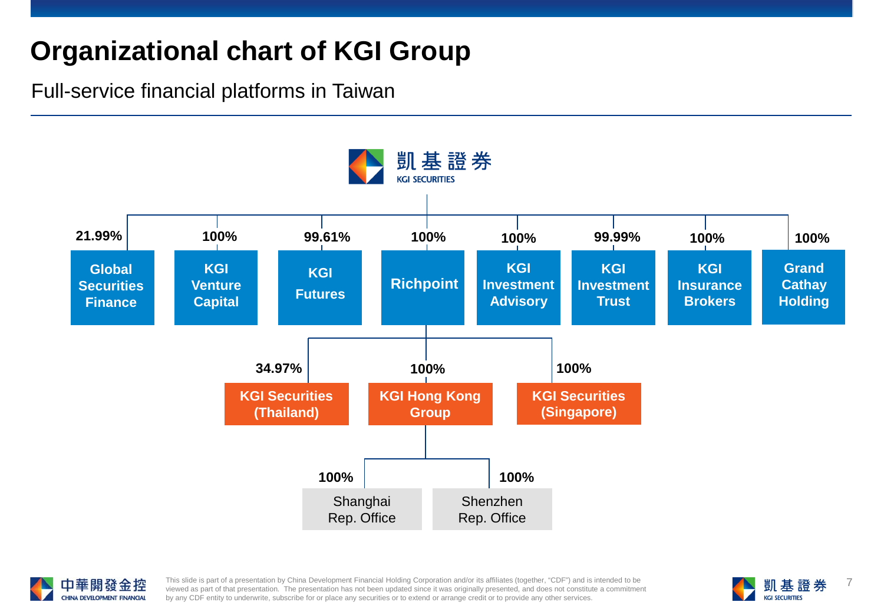# Organizational chart of KGI Group

Full-service financial platforms in Taiwan

凱基證券
KGI SECURITIES

21.99%
Global Securities Finance

100%
KGI Venture Capital

99.61%
KGI Futures

100%
Richpoint

100%
KGI Investment Advisory

99.99%
KGI Investment Trust

100%
KGI Insurance Brokers

100%
Grand Cathay Holding

34.97%
KGI Securities (Thailand)

100%
KGI Hong Kong Group

100%
KGI Securities (Singapore)

100%
Shanghai Rep. Office

100%
Shenzhen Rep. Office

This slide is part of a presentation by China Development Financial Holding Corporation and/or its affiliates (together, "CDF") and is intended to be viewed as part of that presentation. The presentation has not been updated since it was originally presented, and does not constitute a commitment by any CDF entity to underwrite, subscribe for or place any securities or to extend or arrange credit or to provide any other services.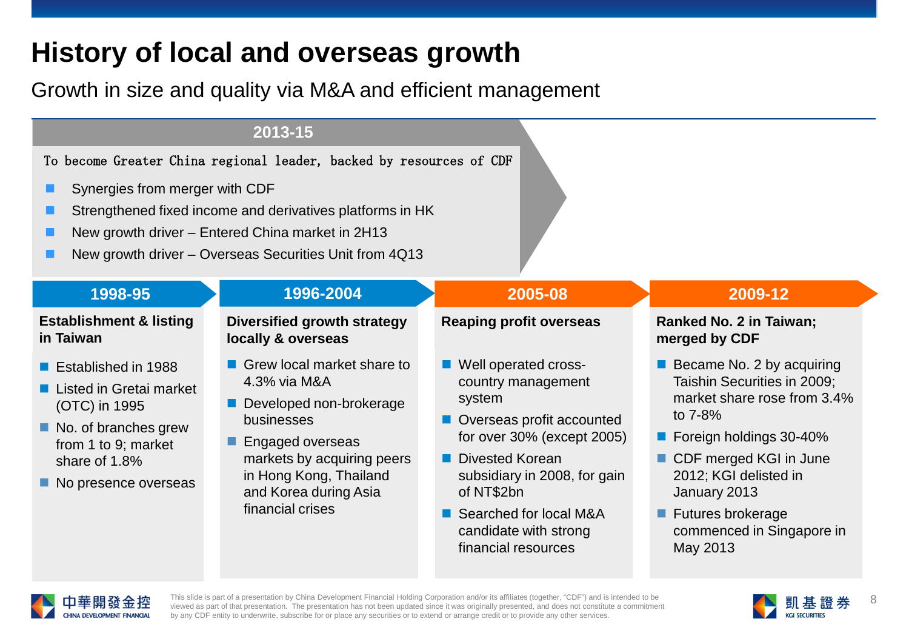# History of local and overseas growth

Growth in size and quality via M&A and efficient management

## 2013-15

To become Greater China regional leader, backed by resources of CDF

- Synergies from merger with CDF
- Strengthened fixed income and derivatives platforms in HK
- New growth driver – Entered China market in 2H13
- New growth driver – Overseas Securities Unit from 4Q13

## 1998-95

**Establishment & listing in Taiwan**

- Established in 1988
- Listed in Gretai market (OTC) in 1995
- No. of branches grew from 1 to 9; market share of 1.8%
- No presence overseas

## 1996-2004

**Diversified growth strategy locally & overseas**

- Grew local market share to 4.3% via M&A
- Developed non-brokerage businesses
- Engaged overseas markets by acquiring peers in Hong Kong, Thailand and Korea during Asia financial crises

## 2005-08

**Reaping profit overseas**

- Well operated cross-country management system
- Overseas profit accounted for over 30% (except 2005)
- Divested Korean subsidiary in 2008, for gain of NT$2bn
- Searched for local M&A candidate with strong financial resources

## 2009-12

**Ranked No. 2 in Taiwan; merged by CDF**

- Became No. 2 by acquiring Taishin Securities in 2009; market share rose from 3.4% to 7-8%
- Foreign holdings 30-40%
- CDF merged KGI in June 2012; KGI delisted in January 2013
- Futures brokerage commenced in Singapore in May 2013

中華開發金控 CHINA DEVELOPMENT FINANCIAL

This slide is part of a presentation by China Development Financial Holding Corporation and/or its affiliates (together, "CDF") and is intended to be viewed as part of that presentation. The presentation has not been updated since it was originally presented, and does not constitute a commitment by any CDF entity to underwrite, subscribe for or place any securities or to extend or arrange credit or to provide any other services.

凱基證券 KGI SECURITIES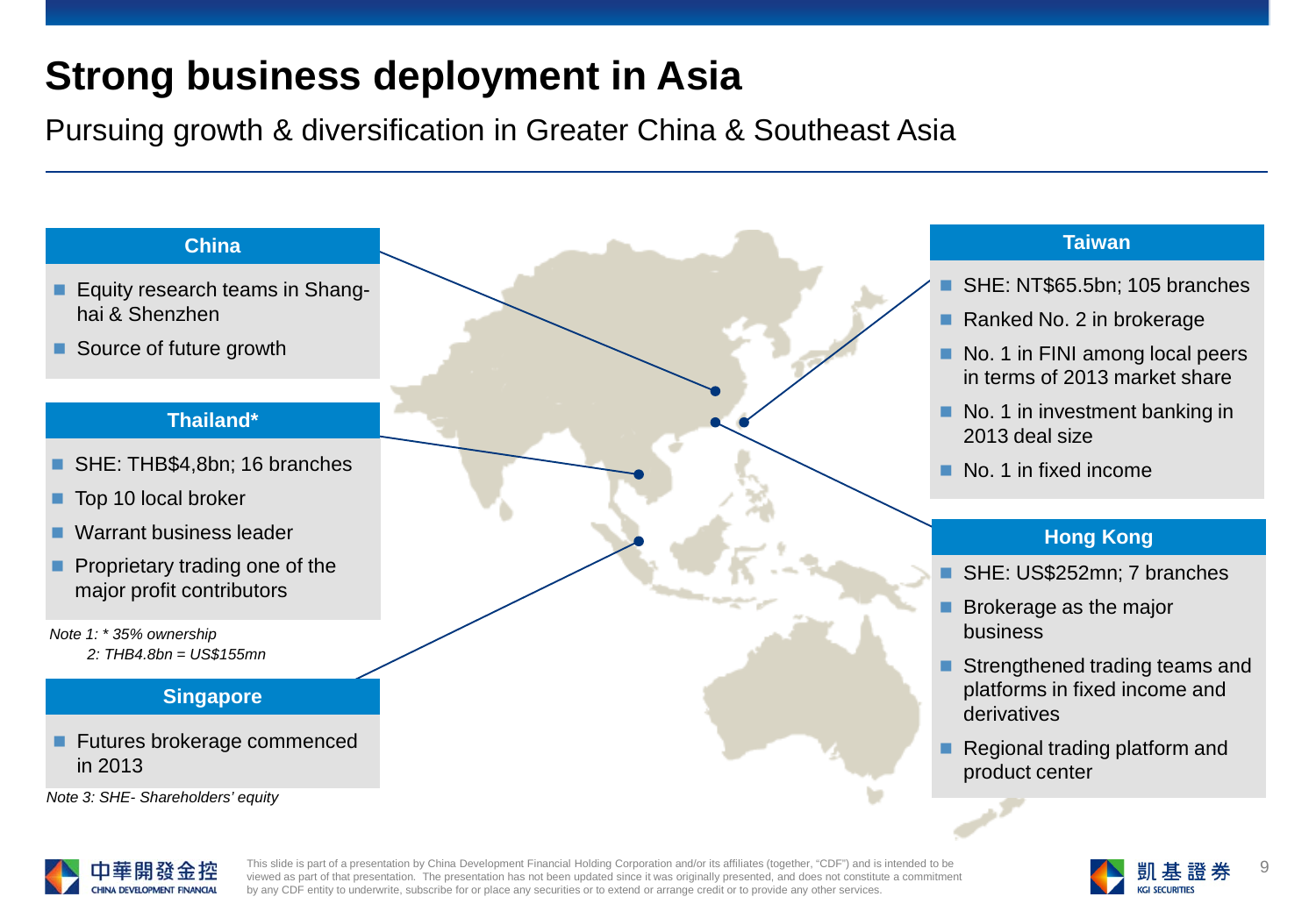# Strong business deployment in Asia

Pursuing growth & diversification in Greater China & Southeast Asia

## China

- Equity research teams in Shanghai & Shenzhen
- Source of future growth

## Thailand*

- SHE: THB$4,8bn; 16 branches
- Top 10 local broker
- Warrant business leader
- Proprietary trading one of the major profit contributors

*Note 1: * 35% ownership*
*2: THB4.8bn = US$155mn*

## Singapore

- Futures brokerage commenced in 2013

*Note 3: SHE- Shareholders' equity*

## Taiwan

- SHE: NT$65.5bn; 105 branches
- Ranked No. 2 in brokerage
- No. 1 in FINI among local peers in terms of 2013 market share
- No. 1 in investment banking in 2013 deal size
- No. 1 in fixed income

## Hong Kong

- SHE: US$252mn; 7 branches
- Brokerage as the major business
- Strengthened trading teams and platforms in fixed income and derivatives
- Regional trading platform and product center

This slide is part of a presentation by China Development Financial Holding Corporation and/or its affiliates (together, "CDF") and is intended to be viewed as part of that presentation. The presentation has not been updated since it was originally presented, and does not constitute a commitment by any CDF entity to underwrite, subscribe for or place any securities or to extend or arrange credit or to provide any other services.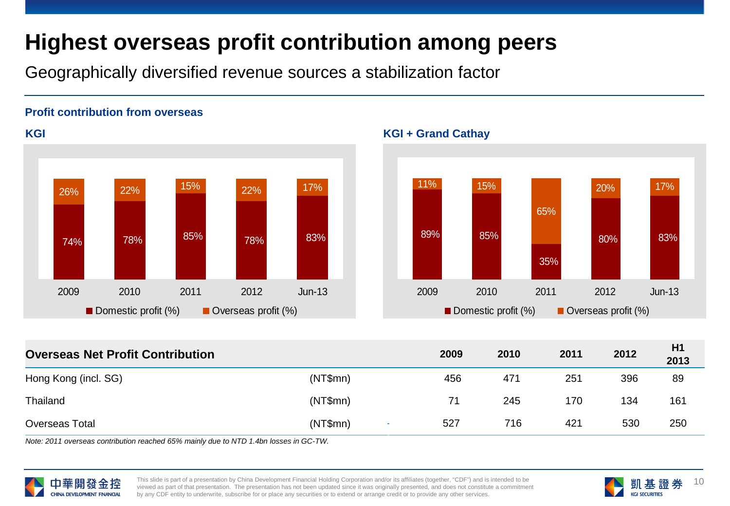# Highest overseas profit contribution among peers

Geographically diversified revenue sources a stabilization factor

### Profit contribution from overseas

**KGI**

26% 22% 15% 22% 17%

74% 78% 85% 78% 83%

2009 2010 2011 2012 Jun-13

Domestic profit (%) Overseas profit (%)

**KGI + Grand Cathay**

11% 15% 65% 20% 17%

89% 85% 35% 80% 83%

2009 2010 2011 2012 Jun-13

Domestic profit (%) Overseas profit (%)

| Overseas Net Profit Contribution | | 2009 | 2010 | 2011 | 2012 | H1 2013 |
|---|---|---|---|---|---|---|
| Hong Kong (incl. SG) | (NT$mn) | 456 | 471 | 251 | 396 | 89 |
| Thailand | (NT$mn) | 71 | 245 | 170 | 134 | 161 |
| Overseas Total | (NT$mn) | 527 | 716 | 421 | 530 | 250 |

*Note: 2011 overseas contribution reached 65% mainly due to NTD 1.4bn losses in GC-TW.*

This slide is part of a presentation by China Development Financial Holding Corporation and/or its affiliates (together, "CDF") and is intended to be viewed as part of that presentation. The presentation has not been updated since it was originally presented, and does not constitute a commitment by any CDF entity to underwrite, subscribe for or place any securities or to extend or arrange credit or to provide any other services.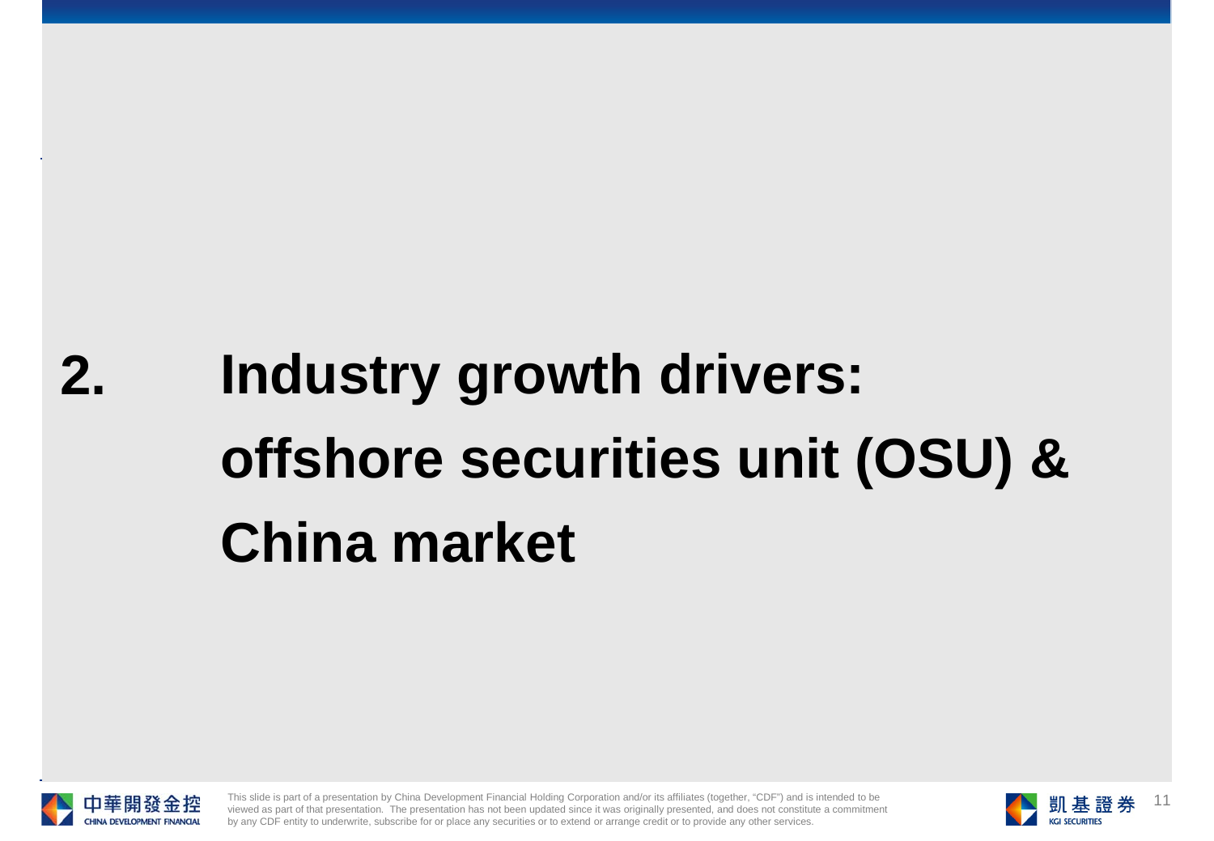# 2. Industry growth drivers: offshore securities unit (OSU) & China market

This slide is part of a presentation by China Development Financial Holding Corporation and/or its affiliates (together, "CDF") and is intended to be viewed as part of that presentation. The presentation has not been updated since it was originally presented, and does not constitute a commitment by any CDF entity to underwrite, subscribe for or place any securities or to extend or arrange credit or to provide any other services.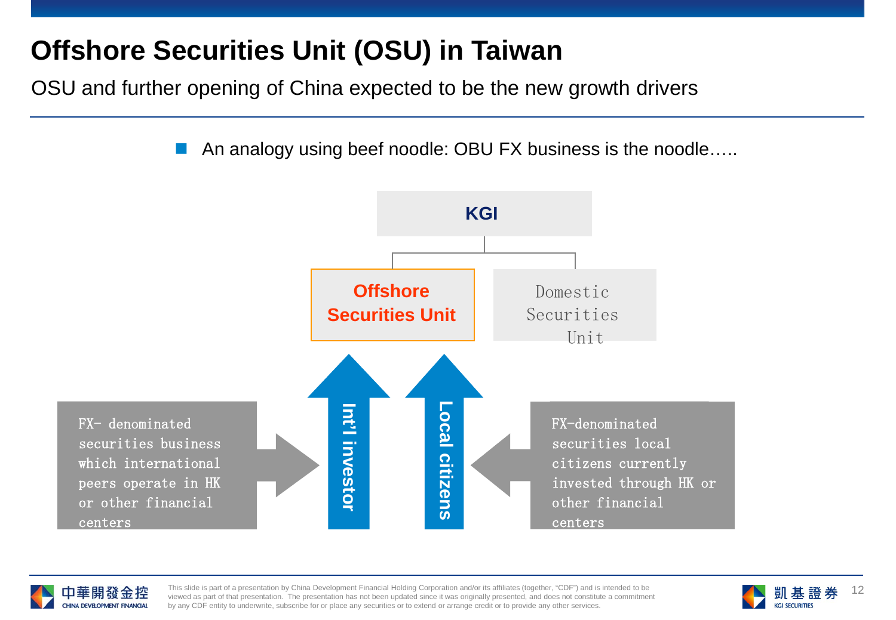# Offshore Securities Unit (OSU) in Taiwan

OSU and further opening of China expected to be the new growth drivers

- An analogy using beef noodle: OBU FX business is the noodle…..

KGI

Offshore Securities Unit

Domestic Securities Unit

Int'l investor

Local citizens

FX- denominated securities business which international peers operate in HK or other financial centers

FX-denominated securities local citizens currently invested through HK or other financial centers

This slide is part of a presentation by China Development Financial Holding Corporation and/or its affiliates (together, "CDF") and is intended to be viewed as part of that presentation. The presentation has not been updated since it was originally presented, and does not constitute a commitment by any CDF entity to underwrite, subscribe for or place any securities or to extend or arrange credit or to provide any other services.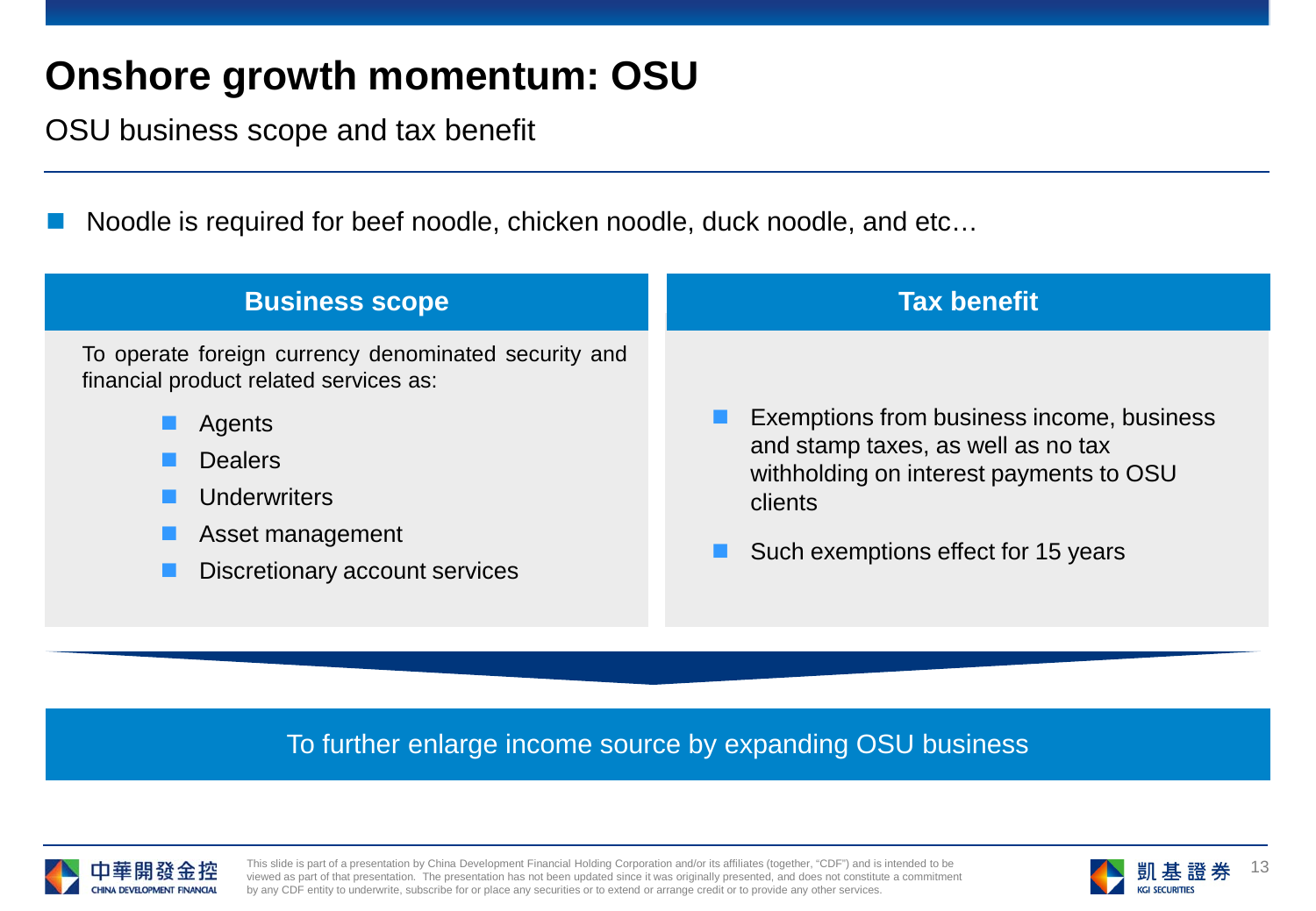# Onshore growth momentum: OSU

OSU business scope and tax benefit

- Noodle is required for beef noodle, chicken noodle, duck noodle, and etc…

## Business scope

To operate foreign currency denominated security and financial product related services as:

- Agents
- Dealers
- Underwriters
- Asset management
- Discretionary account services

## Tax benefit

- Exemptions from business income, business and stamp taxes, as well as no tax withholding on interest payments to OSU clients
- Such exemptions effect for 15 years

To further enlarge income source by expanding OSU business

中華開發金控
CHINA DEVELOPMENT FINANCIAL

This slide is part of a presentation by China Development Financial Holding Corporation and/or its affiliates (together, "CDF") and is intended to be viewed as part of that presentation. The presentation has not been updated since it was originally presented, and does not constitute a commitment by any CDF entity to underwrite, subscribe for or place any securities or to extend or arrange credit or to provide any other services.

凱基證券
KGI SECURITIES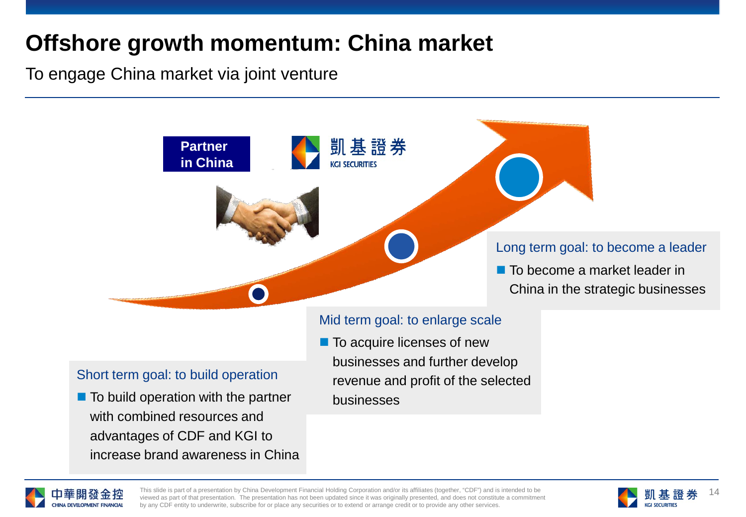# Offshore growth momentum: China market

To engage China market via joint venture

**Partner in China**

凱基證券
KGI SECURITIES

### Short term goal: to build operation

- To build operation with the partner with combined resources and advantages of CDF and KGI to increase brand awareness in China

### Mid term goal: to enlarge scale

- To acquire licenses of new businesses and further develop revenue and profit of the selected businesses

### Long term goal: to become a leader

- To become a market leader in China in the strategic businesses

This slide is part of a presentation by China Development Financial Holding Corporation and/or its affiliates (together, "CDF") and is intended to be viewed as part of that presentation. The presentation has not been updated since it was originally presented, and does not constitute a commitment by any CDF entity to underwrite, subscribe for or place any securities or to extend or arrange credit or to provide any other services.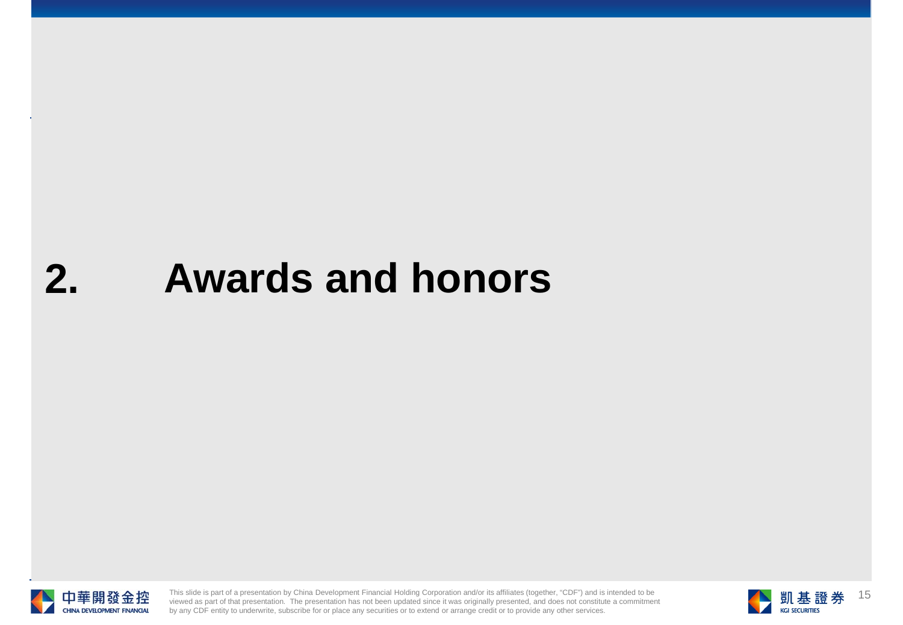# 2. Awards and honors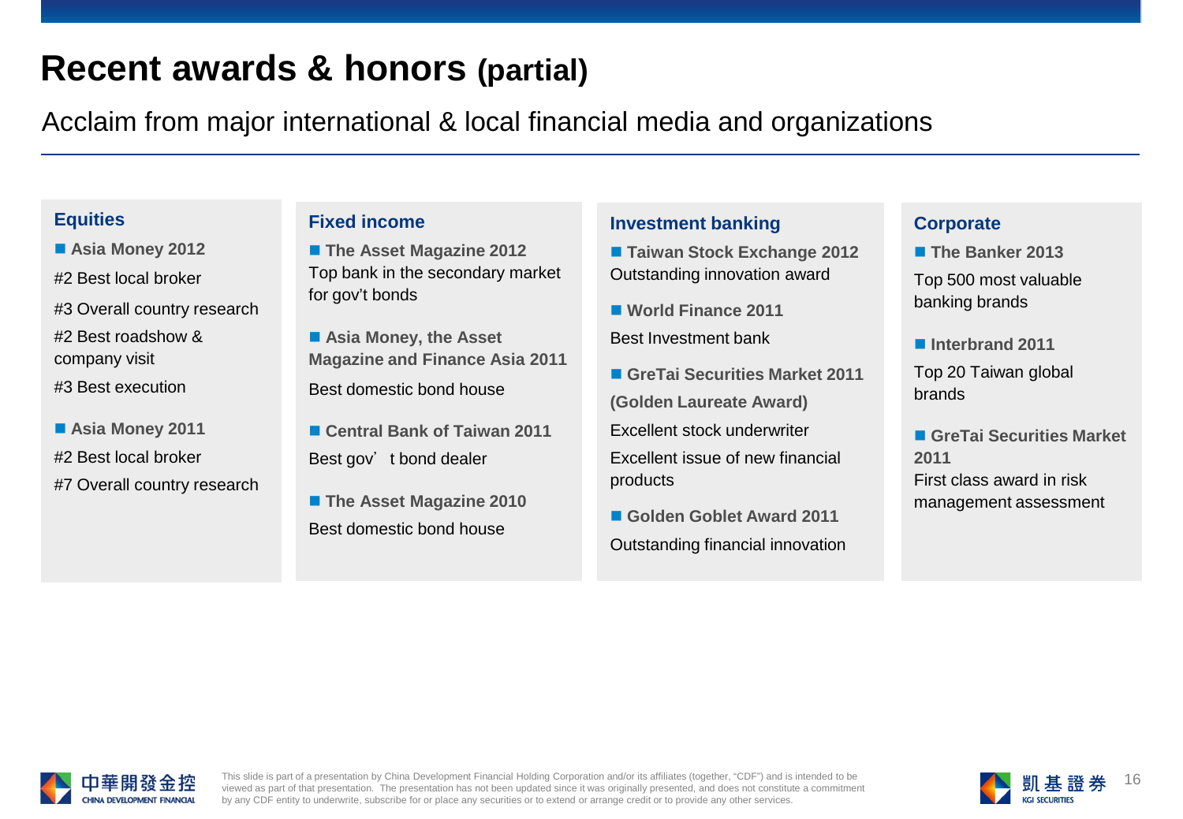# Recent awards & honors (partial)

Acclaim from major international & local financial media and organizations

### Equities

- **Asia Money 2012**

#2 Best local broker

#3 Overall country research

#2 Best roadshow & company visit

#3 Best execution

- **Asia Money 2011**

#2 Best local broker

#7 Overall country research

### Fixed income

- **The Asset Magazine 2012**

Top bank in the secondary market for gov't bonds

- **Asia Money, the Asset Magazine and Finance Asia 2011**

Best domestic bond house

- **Central Bank of Taiwan 2011**

Best gov't bond dealer

- **The Asset Magazine 2010**

Best domestic bond house

### Investment banking

- **Taiwan Stock Exchange 2012**

Outstanding innovation award

- **World Finance 2011**

Best Investment bank

- **GreTai Securities Market 2011 (Golden Laureate Award)**

Excellent stock underwriter

Excellent issue of new financial products

- **Golden Goblet Award 2011**

Outstanding financial innovation

### Corporate

- **The Banker 2013**

Top 500 most valuable banking brands

- **Interbrand 2011**

Top 20 Taiwan global brands

- **GreTai Securities Market 2011**

First class award in risk management assessment

This slide is part of a presentation by China Development Financial Holding Corporation and/or its affiliates (together, "CDF") and is intended to be viewed as part of that presentation. The presentation has not been updated since it was originally presented, and does not constitute a commitment by any CDF entity to underwrite, subscribe for or place any securities or to extend or arrange credit or to provide any other services.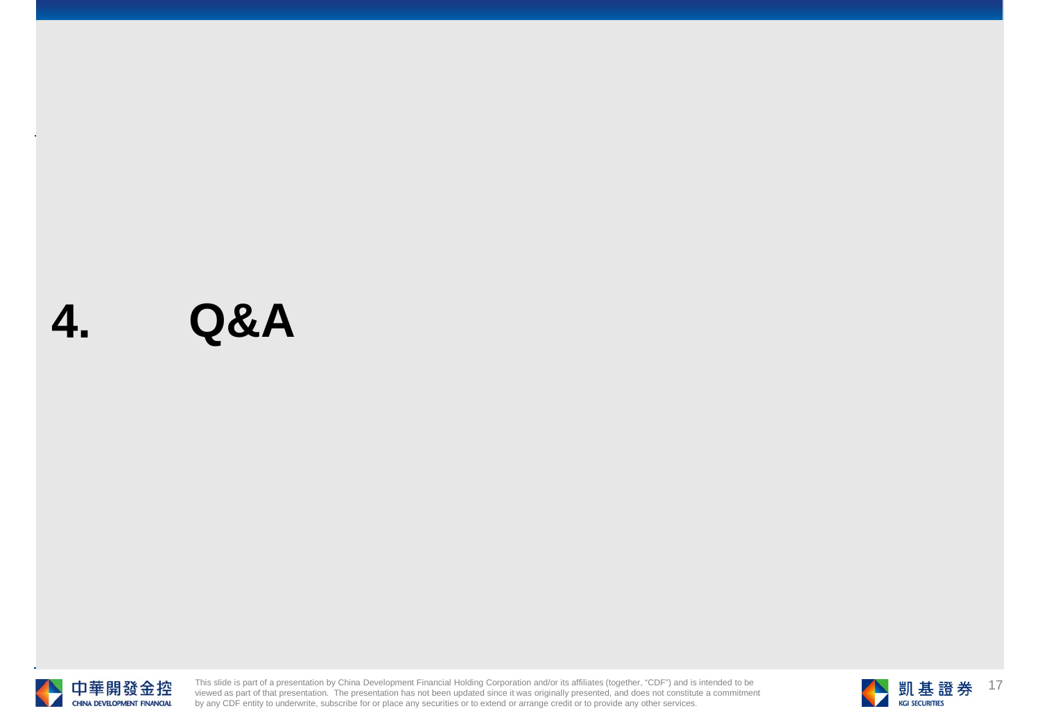# 4. Q&A